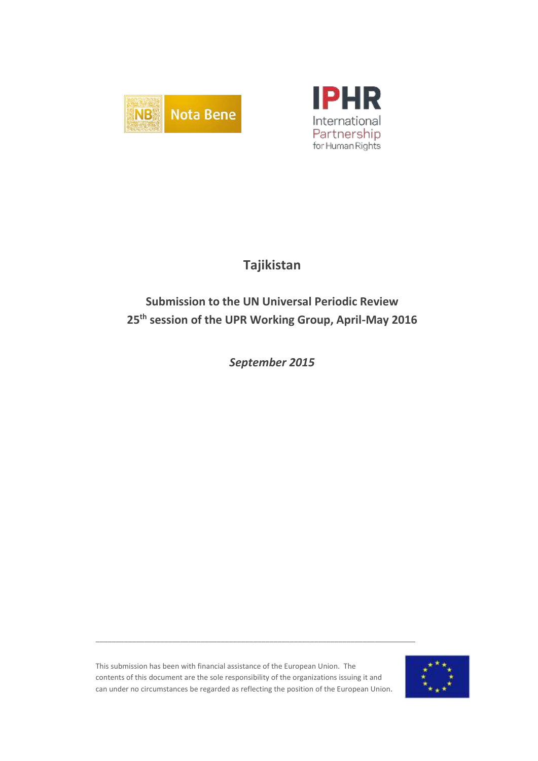NB Nota Bene

IPHR International Partnership for Human Rights

# Tajikistan

## Submission to the UN Universal Periodic Review 25th session of the UPR Working Group, April-May 2016

*September 2015*

---

This submission has been with financial assistance of the European Union. The contents of this document are the sole responsibility of the organizations issuing it and can under no circumstances be regarded as reflecting the position of the European Union.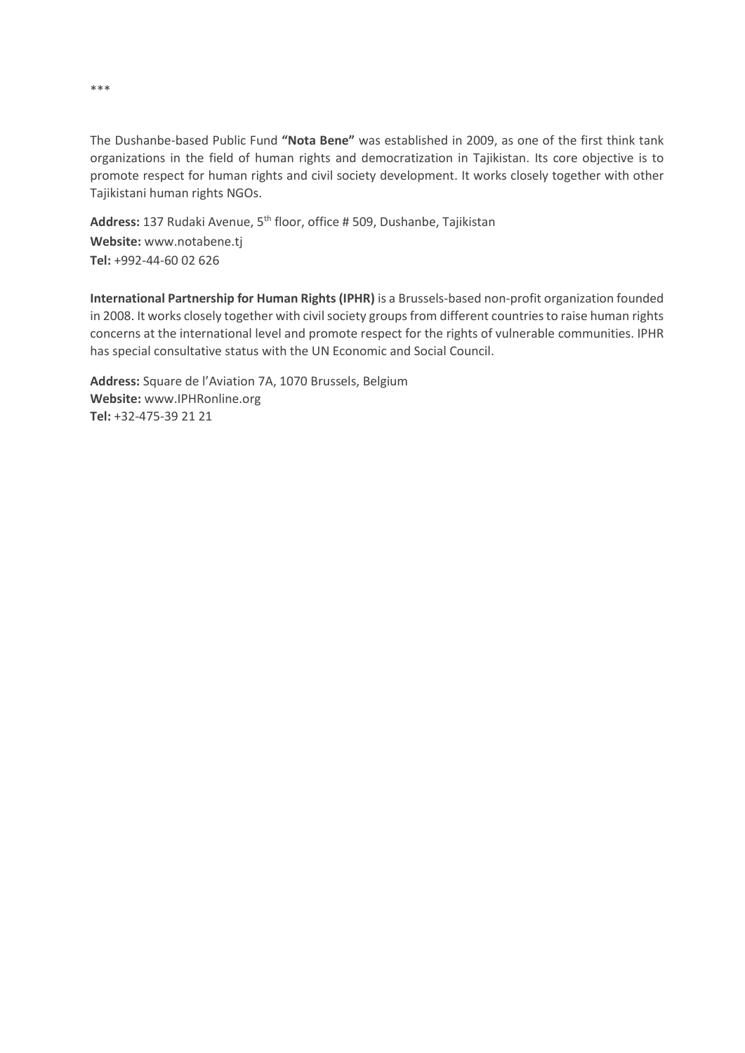***

The Dushanbe-based Public Fund **"Nota Bene"** was established in 2009, as one of the first think tank organizations in the field of human rights and democratization in Tajikistan. Its core objective is to promote respect for human rights and civil society development. It works closely together with other Tajikistani human rights NGOs.

**Address:** 137 Rudaki Avenue, 5th floor, office # 509, Dushanbe, Tajikistan
**Website:** www.notabene.tj
**Tel:** +992-44-60 02 626

**International Partnership for Human Rights (IPHR)** is a Brussels-based non-profit organization founded in 2008. It works closely together with civil society groups from different countries to raise human rights concerns at the international level and promote respect for the rights of vulnerable communities. IPHR has special consultative status with the UN Economic and Social Council.

**Address:** Square de l'Aviation 7A, 1070 Brussels, Belgium
**Website:** www.IPHRonline.org
**Tel:** +32-475-39 21 21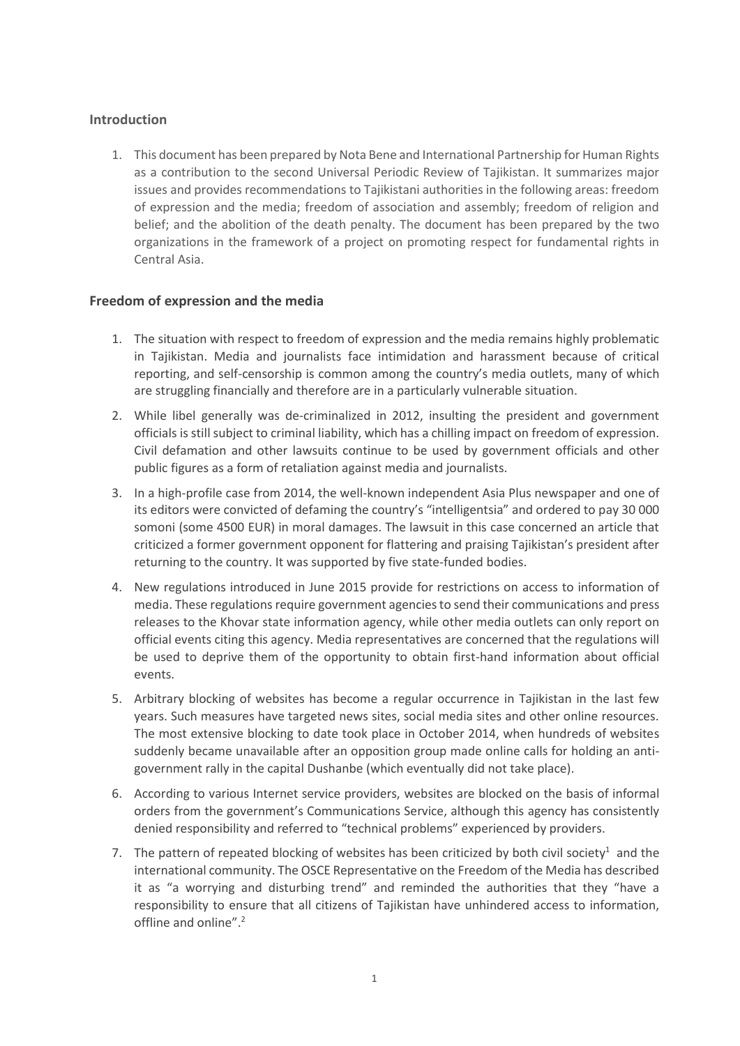## Introduction

1. This document has been prepared by Nota Bene and International Partnership for Human Rights as a contribution to the second Universal Periodic Review of Tajikistan. It summarizes major issues and provides recommendations to Tajikistani authorities in the following areas: freedom of expression and the media; freedom of association and assembly; freedom of religion and belief; and the abolition of the death penalty. The document has been prepared by the two organizations in the framework of a project on promoting respect for fundamental rights in Central Asia.

## Freedom of expression and the media

1. The situation with respect to freedom of expression and the media remains highly problematic in Tajikistan. Media and journalists face intimidation and harassment because of critical reporting, and self-censorship is common among the country's media outlets, many of which are struggling financially and therefore are in a particularly vulnerable situation.
2. While libel generally was de-criminalized in 2012, insulting the president and government officials is still subject to criminal liability, which has a chilling impact on freedom of expression. Civil defamation and other lawsuits continue to be used by government officials and other public figures as a form of retaliation against media and journalists.
3. In a high-profile case from 2014, the well-known independent Asia Plus newspaper and one of its editors were convicted of defaming the country's "intelligentsia" and ordered to pay 30 000 somoni (some 4500 EUR) in moral damages. The lawsuit in this case concerned an article that criticized a former government opponent for flattering and praising Tajikistan's president after returning to the country. It was supported by five state-funded bodies.
4. New regulations introduced in June 2015 provide for restrictions on access to information of media. These regulations require government agencies to send their communications and press releases to the Khovar state information agency, while other media outlets can only report on official events citing this agency. Media representatives are concerned that the regulations will be used to deprive them of the opportunity to obtain first-hand information about official events.
5. Arbitrary blocking of websites has become a regular occurrence in Tajikistan in the last few years. Such measures have targeted news sites, social media sites and other online resources. The most extensive blocking to date took place in October 2014, when hundreds of websites suddenly became unavailable after an opposition group made online calls for holding an anti-government rally in the capital Dushanbe (which eventually did not take place).
6. According to various Internet service providers, websites are blocked on the basis of informal orders from the government's Communications Service, although this agency has consistently denied responsibility and referred to "technical problems" experienced by providers.
7. The pattern of repeated blocking of websites has been criticized by both civil society[1] and the international community. The OSCE Representative on the Freedom of the Media has described it as "a worrying and disturbing trend" and reminded the authorities that they "have a responsibility to ensure that all citizens of Tajikistan have unhindered access to information, offline and online".[2]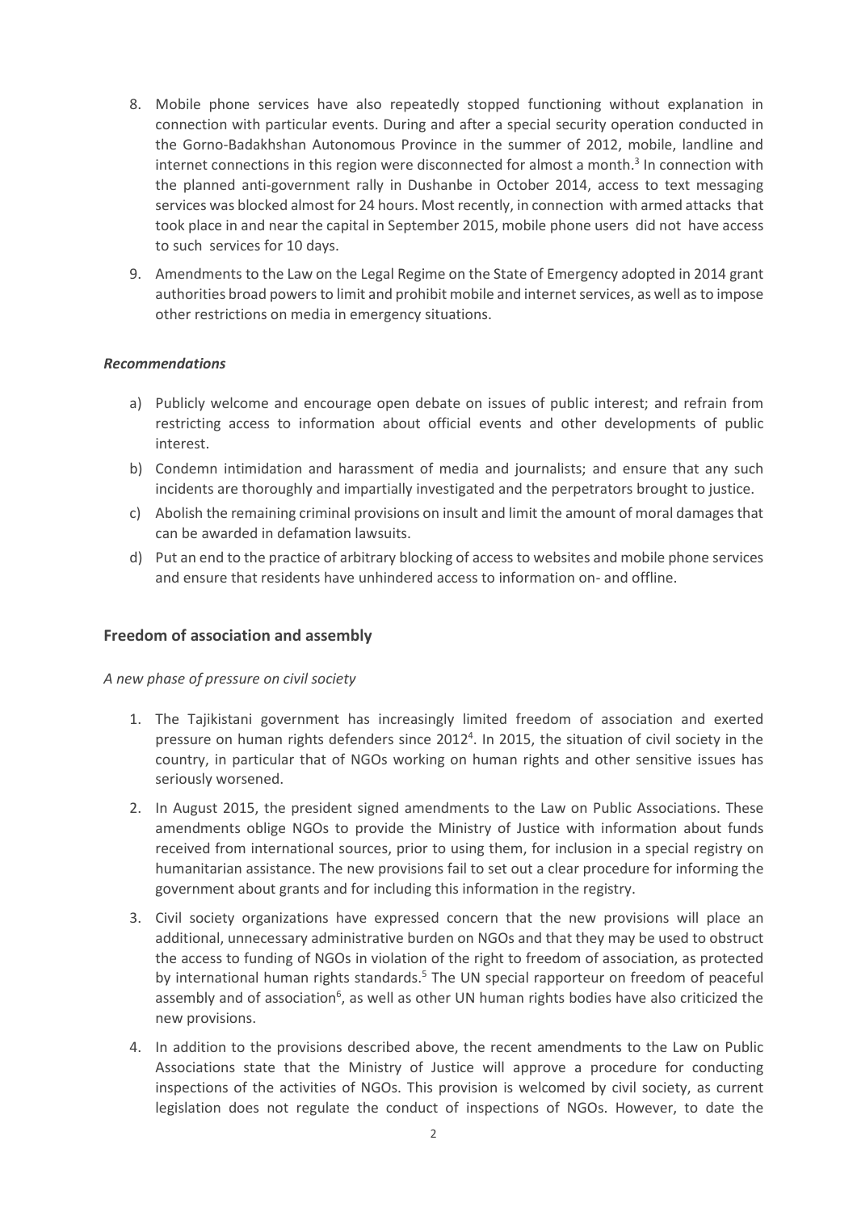8. Mobile phone services have also repeatedly stopped functioning without explanation in connection with particular events. During and after a special security operation conducted in the Gorno-Badakhshan Autonomous Province in the summer of 2012, mobile, landline and internet connections in this region were disconnected for almost a month.[3] In connection with the planned anti-government rally in Dushanbe in October 2014, access to text messaging services was blocked almost for 24 hours. Most recently, in connection with armed attacks that took place in and near the capital in September 2015, mobile phone users did not have access to such services for 10 days.

9. Amendments to the Law on the Legal Regime on the State of Emergency adopted in 2014 grant authorities broad powers to limit and prohibit mobile and internet services, as well as to impose other restrictions on media in emergency situations.

***Recommendations***

a) Publicly welcome and encourage open debate on issues of public interest; and refrain from restricting access to information about official events and other developments of public interest.

b) Condemn intimidation and harassment of media and journalists; and ensure that any such incidents are thoroughly and impartially investigated and the perpetrators brought to justice.

c) Abolish the remaining criminal provisions on insult and limit the amount of moral damages that can be awarded in defamation lawsuits.

d) Put an end to the practice of arbitrary blocking of access to websites and mobile phone services and ensure that residents have unhindered access to information on- and offline.

## Freedom of association and assembly

*A new phase of pressure on civil society*

1. The Tajikistani government has increasingly limited freedom of association and exerted pressure on human rights defenders since 2012[4]. In 2015, the situation of civil society in the country, in particular that of NGOs working on human rights and other sensitive issues has seriously worsened.

2. In August 2015, the president signed amendments to the Law on Public Associations. These amendments oblige NGOs to provide the Ministry of Justice with information about funds received from international sources, prior to using them, for inclusion in a special registry on humanitarian assistance. The new provisions fail to set out a clear procedure for informing the government about grants and for including this information in the registry.

3. Civil society organizations have expressed concern that the new provisions will place an additional, unnecessary administrative burden on NGOs and that they may be used to obstruct the access to funding of NGOs in violation of the right to freedom of association, as protected by international human rights standards.[5] The UN special rapporteur on freedom of peaceful assembly and of association[6], as well as other UN human rights bodies have also criticized the new provisions.

4. In addition to the provisions described above, the recent amendments to the Law on Public Associations state that the Ministry of Justice will approve a procedure for conducting inspections of the activities of NGOs. This provision is welcomed by civil society, as current legislation does not regulate the conduct of inspections of NGOs. However, to date the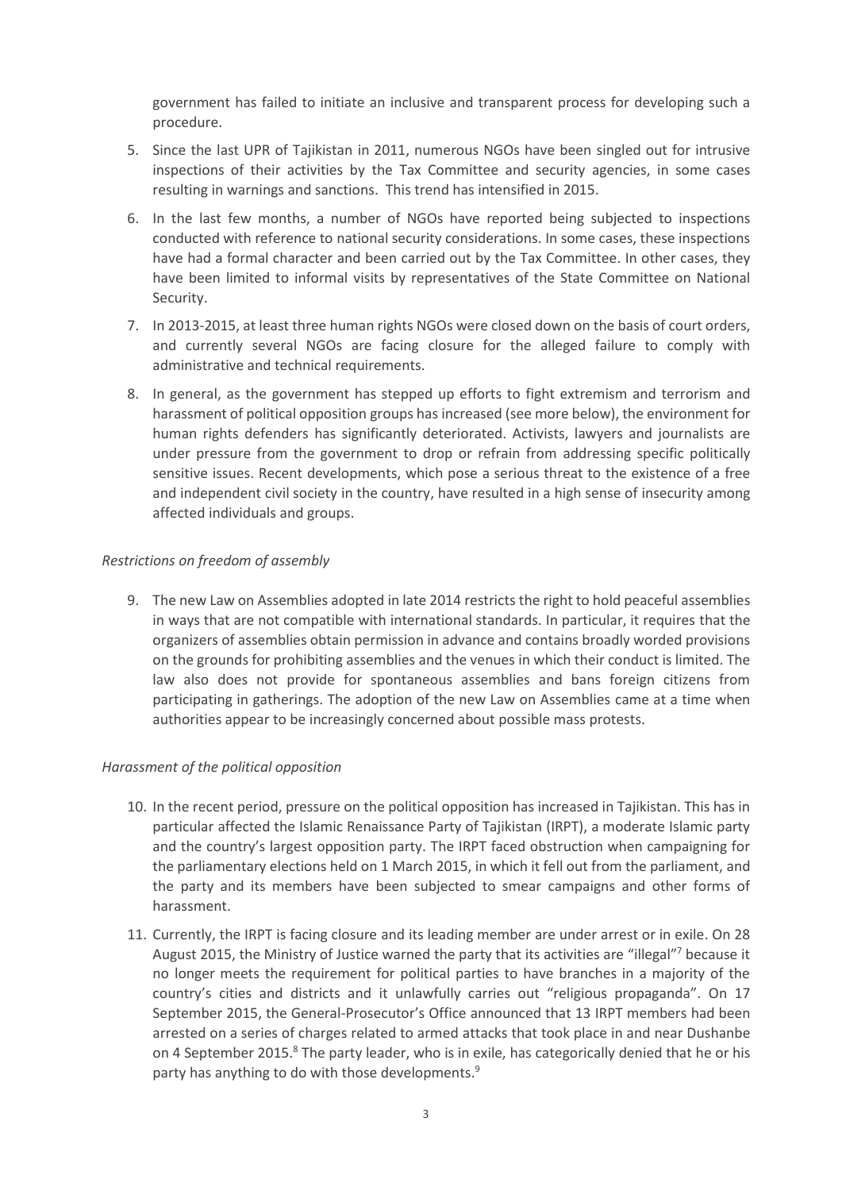government has failed to initiate an inclusive and transparent process for developing such a procedure.

5. Since the last UPR of Tajikistan in 2011, numerous NGOs have been singled out for intrusive inspections of their activities by the Tax Committee and security agencies, in some cases resulting in warnings and sanctions. This trend has intensified in 2015.

6. In the last few months, a number of NGOs have reported being subjected to inspections conducted with reference to national security considerations. In some cases, these inspections have had a formal character and been carried out by the Tax Committee. In other cases, they have been limited to informal visits by representatives of the State Committee on National Security.

7. In 2013-2015, at least three human rights NGOs were closed down on the basis of court orders, and currently several NGOs are facing closure for the alleged failure to comply with administrative and technical requirements.

8. In general, as the government has stepped up efforts to fight extremism and terrorism and harassment of political opposition groups has increased (see more below), the environment for human rights defenders has significantly deteriorated. Activists, lawyers and journalists are under pressure from the government to drop or refrain from addressing specific politically sensitive issues. Recent developments, which pose a serious threat to the existence of a free and independent civil society in the country, have resulted in a high sense of insecurity among affected individuals and groups.

*Restrictions on freedom of assembly*

9. The new Law on Assemblies adopted in late 2014 restricts the right to hold peaceful assemblies in ways that are not compatible with international standards. In particular, it requires that the organizers of assemblies obtain permission in advance and contains broadly worded provisions on the grounds for prohibiting assemblies and the venues in which their conduct is limited. The law also does not provide for spontaneous assemblies and bans foreign citizens from participating in gatherings. The adoption of the new Law on Assemblies came at a time when authorities appear to be increasingly concerned about possible mass protests.

*Harassment of the political opposition*

10. In the recent period, pressure on the political opposition has increased in Tajikistan. This has in particular affected the Islamic Renaissance Party of Tajikistan (IRPT), a moderate Islamic party and the country's largest opposition party. The IRPT faced obstruction when campaigning for the parliamentary elections held on 1 March 2015, in which it fell out from the parliament, and the party and its members have been subjected to smear campaigns and other forms of harassment.

11. Currently, the IRPT is facing closure and its leading member are under arrest or in exile. On 28 August 2015, the Ministry of Justice warned the party that its activities are "illegal"[7] because it no longer meets the requirement for political parties to have branches in a majority of the country's cities and districts and it unlawfully carries out "religious propaganda". On 17 September 2015, the General-Prosecutor's Office announced that 13 IRPT members had been arrested on a series of charges related to armed attacks that took place in and near Dushanbe on 4 September 2015.[8] The party leader, who is in exile, has categorically denied that he or his party has anything to do with those developments.[9]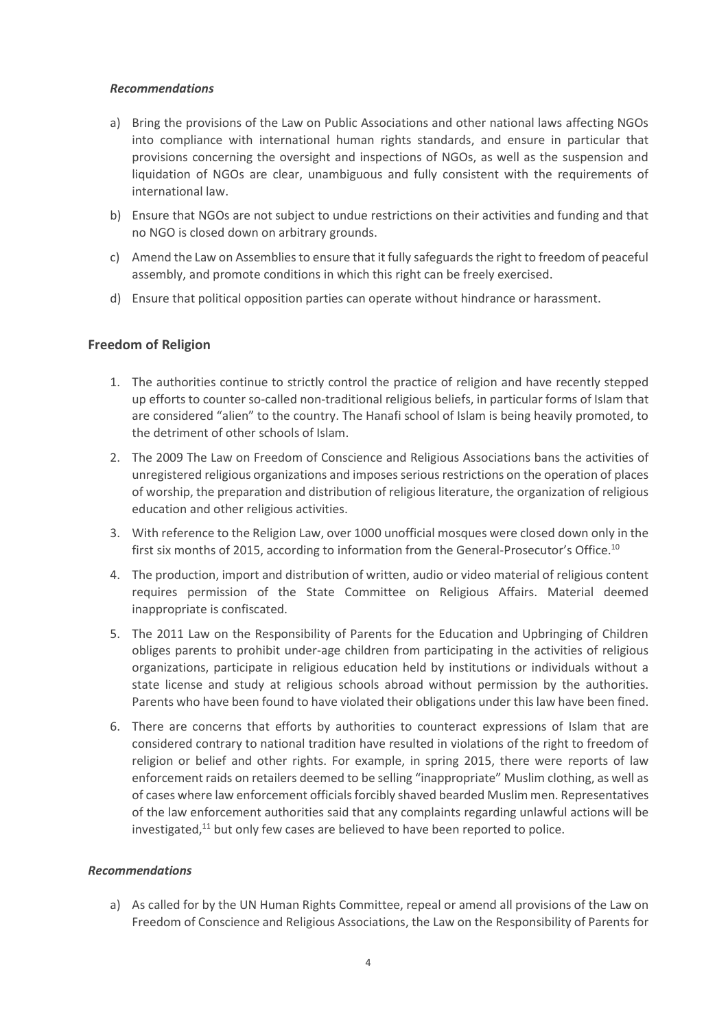### *Recommendations*

a) Bring the provisions of the Law on Public Associations and other national laws affecting NGOs into compliance with international human rights standards, and ensure in particular that provisions concerning the oversight and inspections of NGOs, as well as the suspension and liquidation of NGOs are clear, unambiguous and fully consistent with the requirements of international law.

b) Ensure that NGOs are not subject to undue restrictions on their activities and funding and that no NGO is closed down on arbitrary grounds.

c) Amend the Law on Assemblies to ensure that it fully safeguards the right to freedom of peaceful assembly, and promote conditions in which this right can be freely exercised.

d) Ensure that political opposition parties can operate without hindrance or harassment.

## Freedom of Religion

1. The authorities continue to strictly control the practice of religion and have recently stepped up efforts to counter so-called non-traditional religious beliefs, in particular forms of Islam that are considered "alien" to the country. The Hanafi school of Islam is being heavily promoted, to the detriment of other schools of Islam.

2. The 2009 The Law on Freedom of Conscience and Religious Associations bans the activities of unregistered religious organizations and imposes serious restrictions on the operation of places of worship, the preparation and distribution of religious literature, the organization of religious education and other religious activities.

3. With reference to the Religion Law, over 1000 unofficial mosques were closed down only in the first six months of 2015, according to information from the General-Prosecutor's Office.[10]

4. The production, import and distribution of written, audio or video material of religious content requires permission of the State Committee on Religious Affairs. Material deemed inappropriate is confiscated.

5. The 2011 Law on the Responsibility of Parents for the Education and Upbringing of Children obliges parents to prohibit under-age children from participating in the activities of religious organizations, participate in religious education held by institutions or individuals without a state license and study at religious schools abroad without permission by the authorities. Parents who have been found to have violated their obligations under this law have been fined.

6. There are concerns that efforts by authorities to counteract expressions of Islam that are considered contrary to national tradition have resulted in violations of the right to freedom of religion or belief and other rights. For example, in spring 2015, there were reports of law enforcement raids on retailers deemed to be selling "inappropriate" Muslim clothing, as well as of cases where law enforcement officials forcibly shaved bearded Muslim men. Representatives of the law enforcement authorities said that any complaints regarding unlawful actions will be investigated,[11] but only few cases are believed to have been reported to police.

### *Recommendations*

a) As called for by the UN Human Rights Committee, repeal or amend all provisions of the Law on Freedom of Conscience and Religious Associations, the Law on the Responsibility of Parents for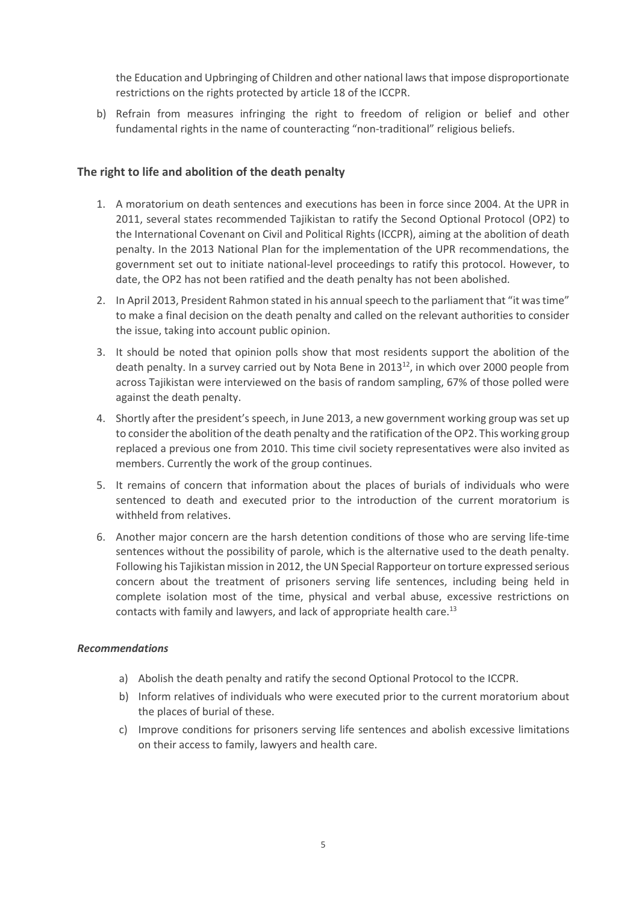the Education and Upbringing of Children and other national laws that impose disproportionate restrictions on the rights protected by article 18 of the ICCPR.

b) Refrain from measures infringing the right to freedom of religion or belief and other fundamental rights in the name of counteracting "non-traditional" religious beliefs.

## The right to life and abolition of the death penalty

1. A moratorium on death sentences and executions has been in force since 2004. At the UPR in 2011, several states recommended Tajikistan to ratify the Second Optional Protocol (OP2) to the International Covenant on Civil and Political Rights (ICCPR), aiming at the abolition of death penalty. In the 2013 National Plan for the implementation of the UPR recommendations, the government set out to initiate national-level proceedings to ratify this protocol. However, to date, the OP2 has not been ratified and the death penalty has not been abolished.
2. In April 2013, President Rahmon stated in his annual speech to the parliament that "it was time" to make a final decision on the death penalty and called on the relevant authorities to consider the issue, taking into account public opinion.
3. It should be noted that opinion polls show that most residents support the abolition of the death penalty. In a survey carried out by Nota Bene in 2013[12], in which over 2000 people from across Tajikistan were interviewed on the basis of random sampling, 67% of those polled were against the death penalty.
4. Shortly after the president's speech, in June 2013, a new government working group was set up to consider the abolition of the death penalty and the ratification of the OP2. This working group replaced a previous one from 2010. This time civil society representatives were also invited as members. Currently the work of the group continues.
5. It remains of concern that information about the places of burials of individuals who were sentenced to death and executed prior to the introduction of the current moratorium is withheld from relatives.
6. Another major concern are the harsh detention conditions of those who are serving life-time sentences without the possibility of parole, which is the alternative used to the death penalty. Following his Tajikistan mission in 2012, the UN Special Rapporteur on torture expressed serious concern about the treatment of prisoners serving life sentences, including being held in complete isolation most of the time, physical and verbal abuse, excessive restrictions on contacts with family and lawyers, and lack of appropriate health care.[13]

### *Recommendations*

a) Abolish the death penalty and ratify the second Optional Protocol to the ICCPR.

b) Inform relatives of individuals who were executed prior to the current moratorium about the places of burial of these.

c) Improve conditions for prisoners serving life sentences and abolish excessive limitations on their access to family, lawyers and health care.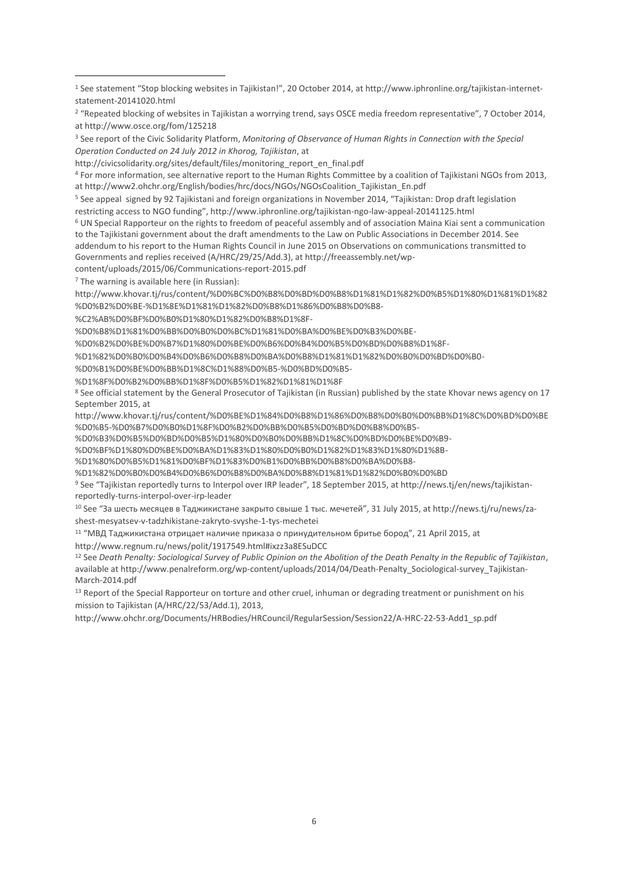[1] See statement "Stop blocking websites in Tajikistan!", 20 October 2014, at http://www.iphronline.org/tajikistan-internet-statement-20141020.html

[2] "Repeated blocking of websites in Tajikistan a worrying trend, says OSCE media freedom representative", 7 October 2014, at http://www.osce.org/fom/125218

[3] See report of the Civic Solidarity Platform, *Monitoring of Observance of Human Rights in Connection with the Special Operation Conducted on 24 July 2012 in Khorog, Tajikistan*, at http://civicsolidarity.org/sites/default/files/monitoring_report_en_final.pdf

[4] For more information, see alternative report to the Human Rights Committee by a coalition of Tajikistani NGOs from 2013, at http://www2.ohchr.org/English/bodies/hrc/docs/NGOs/NGOsCoalition_Tajikistan_En.pdf

[5] See appeal signed by 92 Tajikistani and foreign organizations in November 2014, "Tajikistan: Drop draft legislation restricting access to NGO funding", http://www.iphronline.org/tajikistan-ngo-law-appeal-20141125.html

[6] UN Special Rapporteur on the rights to freedom of peaceful assembly and of association Maina Kiai sent a communication to the Tajikistani government about the draft amendments to the Law on Public Associations in December 2014. See addendum to his report to the Human Rights Council in June 2015 on Observations on communications transmitted to Governments and replies received (A/HRC/29/25/Add.3), at http://freeassembly.net/wp-content/uploads/2015/06/Communications-report-2015.pdf

[7] The warning is available here (in Russian): http://www.khovar.tj/rus/content/%D0%BC%D0%B8%D0%BD%D0%B8%D1%81%D1%82%D0%B5%D1%80%D1%81%D1%82%D0%B2%D0%BE-%D1%8E%D1%81%D1%82%D0%B8%D1%86%D0%B8%D0%B8-%C2%AB%D0%BF%D0%B0%D1%80%D1%82%D0%B8%D1%8F-%D0%B8%D1%81%D0%BB%D0%B0%D0%BC%D1%81%D0%BA%D0%BE%D0%B3%D0%BE-%D0%B2%D0%BE%D0%B7%D1%80%D0%BE%D0%B6%D0%B4%D0%B5%D0%BD%D0%B8%D1%8F-%D1%82%D0%B0%D0%B4%D0%B6%D0%B8%D0%BA%D0%B8%D1%81%D1%82%D0%B0%D0%BD%D0%B0-%D0%B1%D0%BE%D0%BB%D1%8C%D1%88%D0%B5-%D0%BD%D0%B5-%D1%8F%D0%B2%D0%BB%D1%8F%D0%B5%D1%82%D1%81%D1%8F

[8] See official statement by the General Prosecutor of Tajikistan (in Russian) published by the state Khovar news agency on 17 September 2015, at http://www.khovar.tj/rus/content/%D0%BE%D1%84%D0%B8%D1%86%D0%B8%D0%B0%D0%BB%D1%8C%D0%BD%D0%BE%D0%B5-%D0%B7%D0%B0%D1%8F%D0%B2%D0%BB%D0%B5%D0%BD%D0%B8%D0%B5-%D0%B3%D0%B5%D0%BD%D0%B5%D1%80%D0%B0%D0%BB%D1%8C%D0%BD%D0%BE%D0%B9-%D0%BF%D1%80%D0%BE%D0%BA%D1%83%D1%80%D0%B0%D1%82%D1%83%D1%80%D1%8B-%D1%80%D0%B5%D1%81%D0%BF%D1%83%D0%B1%D0%BB%D0%B8%D0%BA%D0%B8-%D1%82%D0%B0%D0%B4%D0%B6%D0%B8%D0%BA%D0%B8%D1%81%D1%82%D0%B0%D0%BD

[9] See "Tajikistan reportedly turns to Interpol over IRP leader", 18 September 2015, at http://news.tj/en/news/tajikistan-reportedly-turns-interpol-over-irp-leader

[10] See "За шесть месяцев в Таджикистане закрыто свыше 1 тыс. мечетей", 31 July 2015, at http://news.tj/ru/news/za-shest-mesyatsev-v-tadzhikistane-zakryto-svyshe-1-tys-mechetei

[11] "МВД Таджикистана отрицает наличие приказа о принудительном бритье бород", 21 April 2015, at http://www.regnum.ru/news/polit/1917549.html#ixzz3a8ESuDCC

[12] See *Death Penalty: Sociological Survey of Public Opinion on the Abolition of the Death Penalty in the Republic of Tajikistan*, available at http://www.penalreform.org/wp-content/uploads/2014/04/Death-Penalty_Sociological-survey_Tajikistan-March-2014.pdf

[13] Report of the Special Rapporteur on torture and other cruel, inhuman or degrading treatment or punishment on his mission to Tajikistan (A/HRC/22/53/Add.1), 2013, http://www.ohchr.org/Documents/HRBodies/HRCouncil/RegularSession/Session22/A-HRC-22-53-Add1_sp.pdf